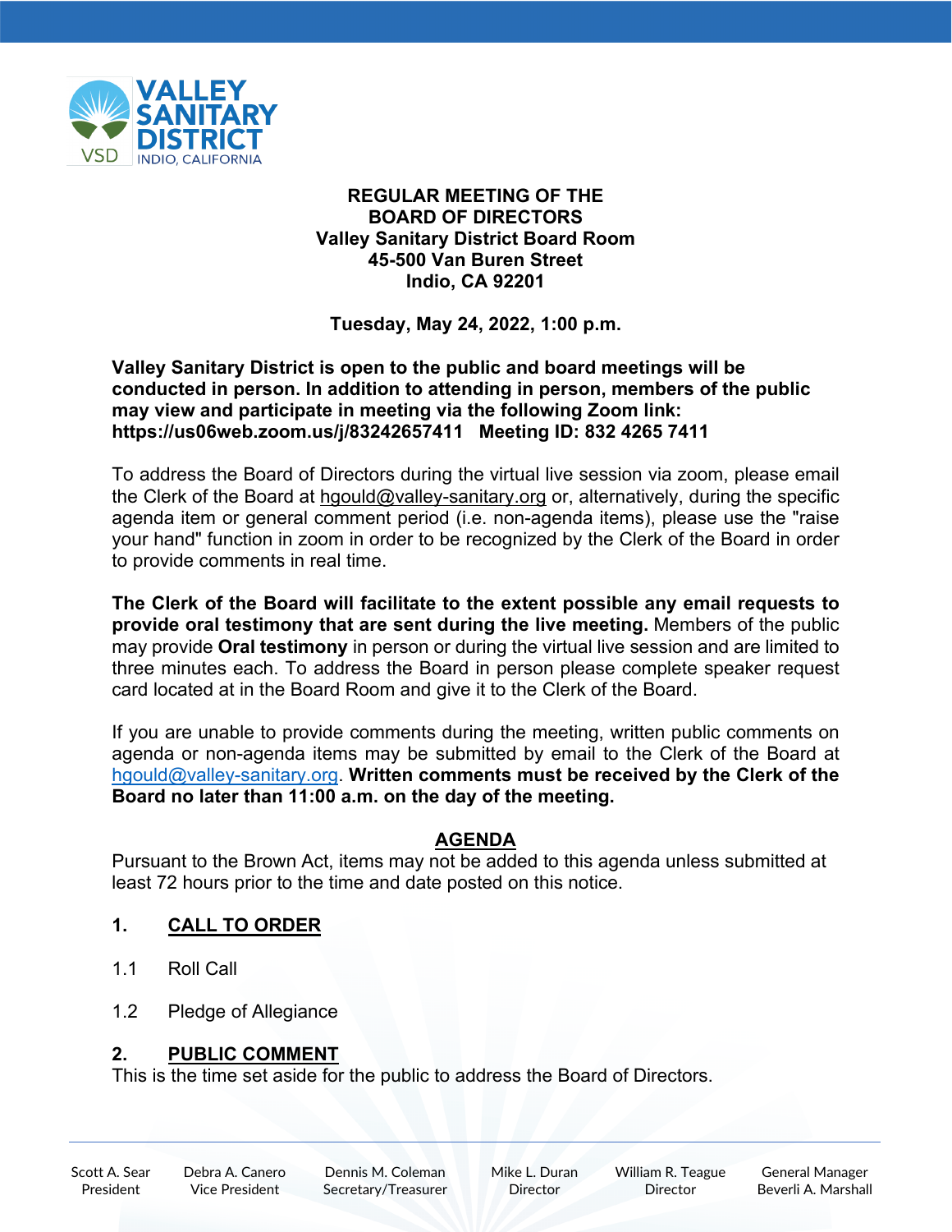VALLEY SANITARY DISTRICT
INDIO, CALIFORNIA

**REGULAR MEETING OF THE**
**BOARD OF DIRECTORS**
**Valley Sanitary District Board Room**
**45-500 Van Buren Street**
**Indio, CA 92201**

**Tuesday, May 24, 2022, 1:00 p.m.**

**Valley Sanitary District is open to the public and board meetings will be conducted in person. In addition to attending in person, members of the public may view and participate in meeting via the following Zoom link: https://us06web.zoom.us/j/83242657411 Meeting ID: 832 4265 7411**

To address the Board of Directors during the virtual live session via zoom, please email the Clerk of the Board at hgould@valley-sanitary.org or, alternatively, during the specific agenda item or general comment period (i.e. non-agenda items), please use the "raise your hand" function in zoom in order to be recognized by the Clerk of the Board in order to provide comments in real time.

**The Clerk of the Board will facilitate to the extent possible any email requests to provide oral testimony that are sent during the live meeting.** Members of the public may provide **Oral testimony** in person or during the virtual live session and are limited to three minutes each. To address the Board in person please complete speaker request card located at in the Board Room and give it to the Clerk of the Board.

If you are unable to provide comments during the meeting, written public comments on agenda or non-agenda items may be submitted by email to the Clerk of the Board at hgould@valley-sanitary.org. **Written comments must be received by the Clerk of the Board no later than 11:00 a.m. on the day of the meeting.**

## AGENDA

Pursuant to the Brown Act, items may not be added to this agenda unless submitted at least 72 hours prior to the time and date posted on this notice.

### 1. CALL TO ORDER

1.1 Roll Call

1.2 Pledge of Allegiance

### 2. PUBLIC COMMENT

This is the time set aside for the public to address the Board of Directors.

Scott A. Sear, President | Debra A. Canero, Vice President | Dennis M. Coleman, Secretary/Treasurer | Mike L. Duran, Director | William R. Teague, Director | General Manager Beverli A. Marshall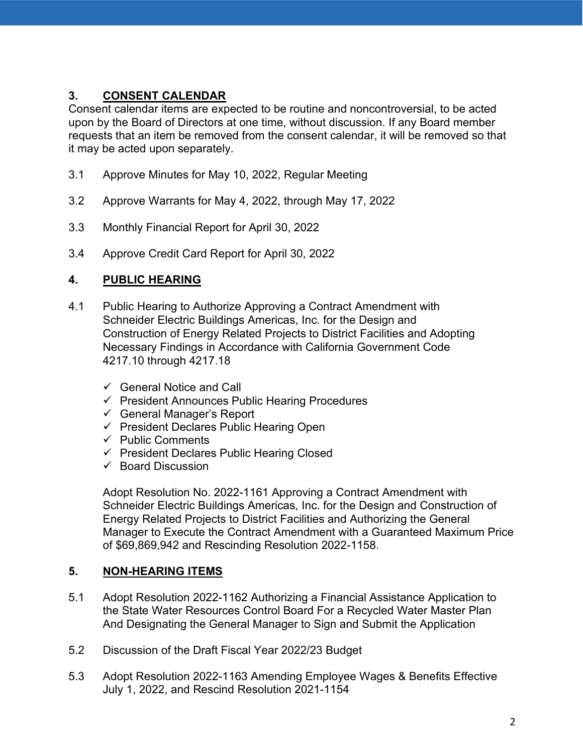## 3. CONSENT CALENDAR

Consent calendar items are expected to be routine and noncontroversial, to be acted upon by the Board of Directors at one time, without discussion. If any Board member requests that an item be removed from the consent calendar, it will be removed so that it may be acted upon separately.

3.1 Approve Minutes for May 10, 2022, Regular Meeting

3.2 Approve Warrants for May 4, 2022, through May 17, 2022

3.3 Monthly Financial Report for April 30, 2022

3.4 Approve Credit Card Report for April 30, 2022

## 4. PUBLIC HEARING

4.1 Public Hearing to Authorize Approving a Contract Amendment with Schneider Electric Buildings Americas, Inc. for the Design and Construction of Energy Related Projects to District Facilities and Adopting Necessary Findings in Accordance with California Government Code 4217.10 through 4217.18

- ✓ General Notice and Call
- ✓ President Announces Public Hearing Procedures
- ✓ General Manager's Report
- ✓ President Declares Public Hearing Open
- ✓ Public Comments
- ✓ President Declares Public Hearing Closed
- ✓ Board Discussion

Adopt Resolution No. 2022-1161 Approving a Contract Amendment with Schneider Electric Buildings Americas, Inc. for the Design and Construction of Energy Related Projects to District Facilities and Authorizing the General Manager to Execute the Contract Amendment with a Guaranteed Maximum Price of $69,869,942 and Rescinding Resolution 2022-1158.

## 5. NON-HEARING ITEMS

5.1 Adopt Resolution 2022-1162 Authorizing a Financial Assistance Application to the State Water Resources Control Board For a Recycled Water Master Plan And Designating the General Manager to Sign and Submit the Application

5.2 Discussion of the Draft Fiscal Year 2022/23 Budget

5.3 Adopt Resolution 2022-1163 Amending Employee Wages & Benefits Effective July 1, 2022, and Rescind Resolution 2021-1154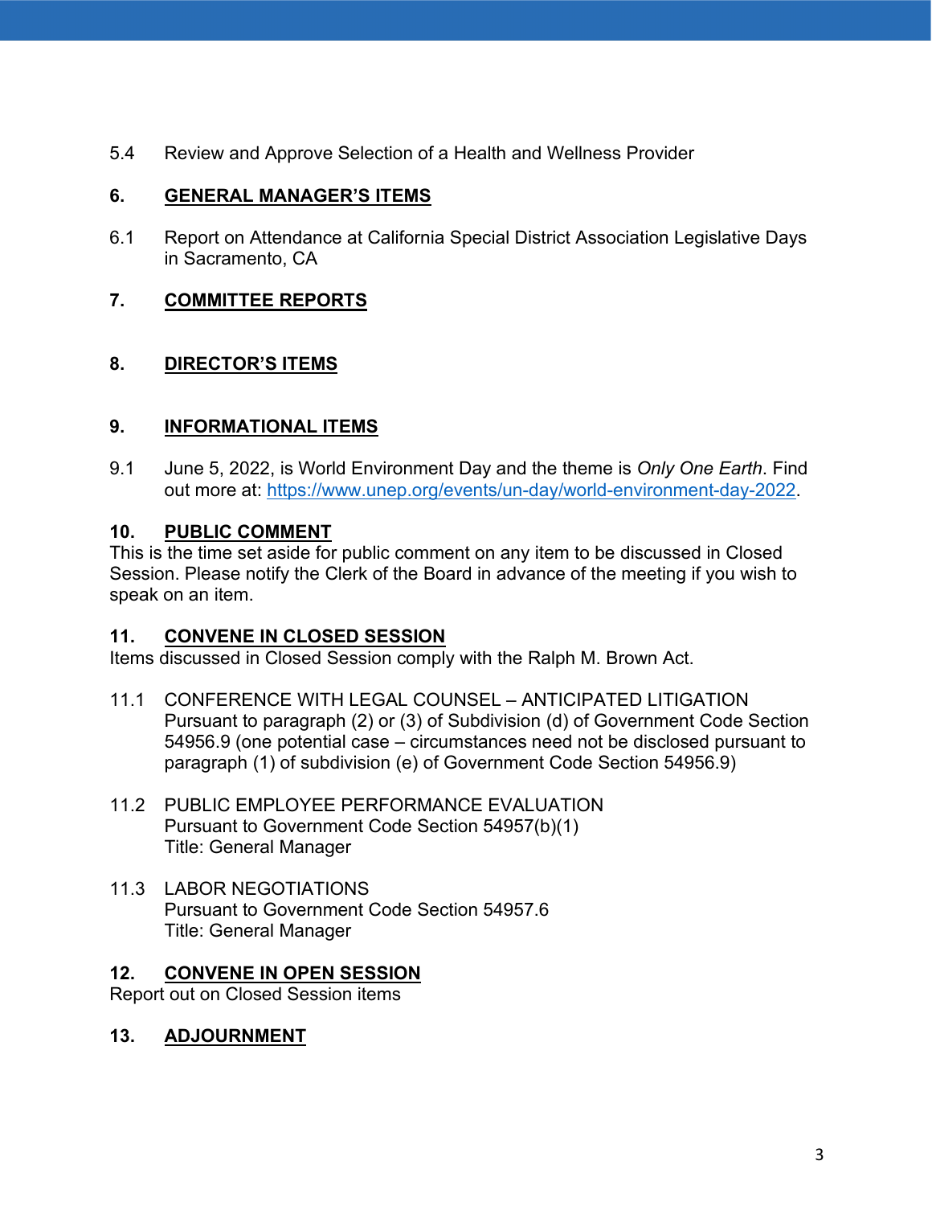5.4 Review and Approve Selection of a Health and Wellness Provider

## 6. GENERAL MANAGER'S ITEMS

6.1 Report on Attendance at California Special District Association Legislative Days in Sacramento, CA

## 7. COMMITTEE REPORTS

## 8. DIRECTOR'S ITEMS

## 9. INFORMATIONAL ITEMS

9.1 June 5, 2022, is World Environment Day and the theme is *Only One Earth*. Find out more at: https://www.unep.org/events/un-day/world-environment-day-2022.

## 10. PUBLIC COMMENT

This is the time set aside for public comment on any item to be discussed in Closed Session. Please notify the Clerk of the Board in advance of the meeting if you wish to speak on an item.

## 11. CONVENE IN CLOSED SESSION

Items discussed in Closed Session comply with the Ralph M. Brown Act.

11.1 CONFERENCE WITH LEGAL COUNSEL – ANTICIPATED LITIGATION
Pursuant to paragraph (2) or (3) of Subdivision (d) of Government Code Section 54956.9 (one potential case – circumstances need not be disclosed pursuant to paragraph (1) of subdivision (e) of Government Code Section 54956.9)

11.2 PUBLIC EMPLOYEE PERFORMANCE EVALUATION
Pursuant to Government Code Section 54957(b)(1)
Title: General Manager

11.3 LABOR NEGOTIATIONS
Pursuant to Government Code Section 54957.6
Title: General Manager

## 12. CONVENE IN OPEN SESSION

Report out on Closed Session items

## 13. ADJOURNMENT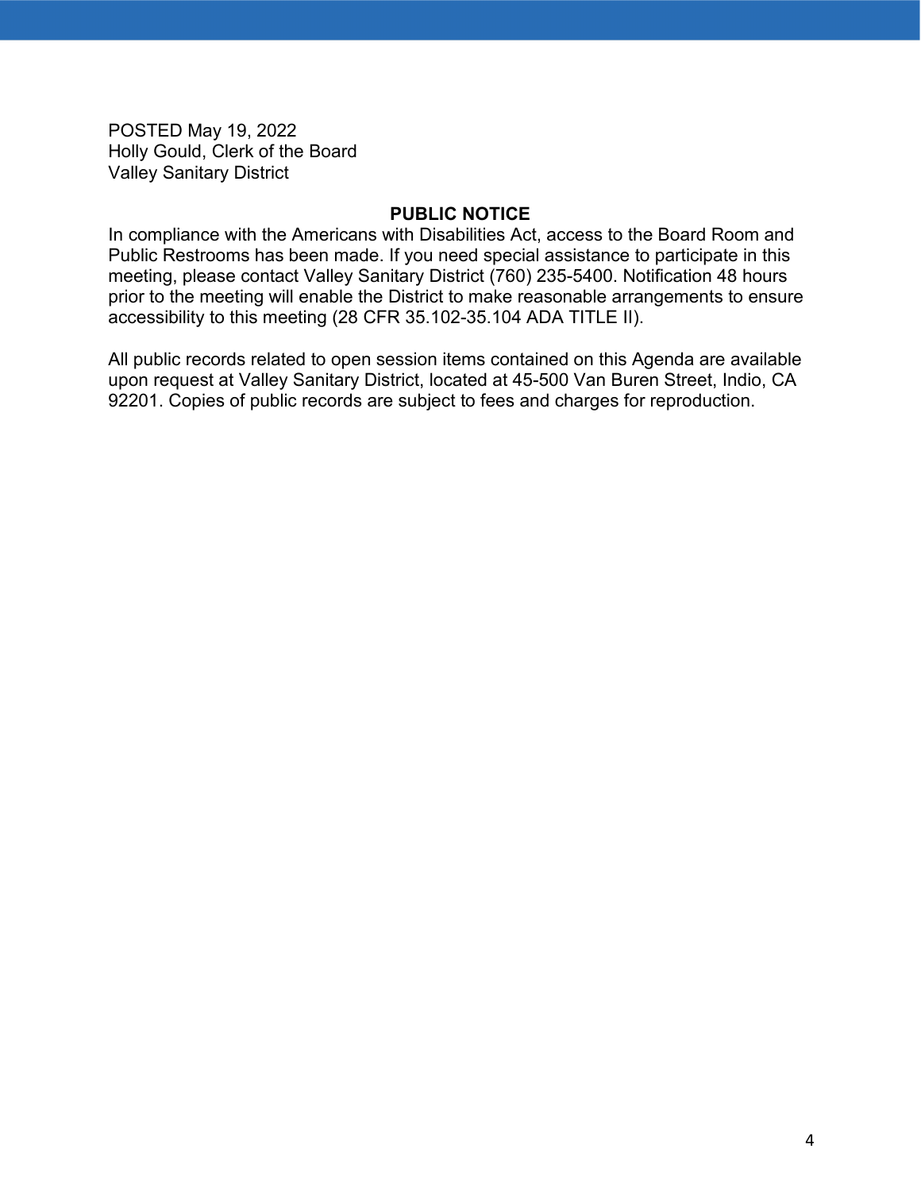POSTED May 19, 2022
Holly Gould, Clerk of the Board
Valley Sanitary District

**PUBLIC NOTICE**

In compliance with the Americans with Disabilities Act, access to the Board Room and Public Restrooms has been made. If you need special assistance to participate in this meeting, please contact Valley Sanitary District (760) 235-5400. Notification 48 hours prior to the meeting will enable the District to make reasonable arrangements to ensure accessibility to this meeting (28 CFR 35.102-35.104 ADA TITLE II).

All public records related to open session items contained on this Agenda are available upon request at Valley Sanitary District, located at 45-500 Van Buren Street, Indio, CA 92201. Copies of public records are subject to fees and charges for reproduction.